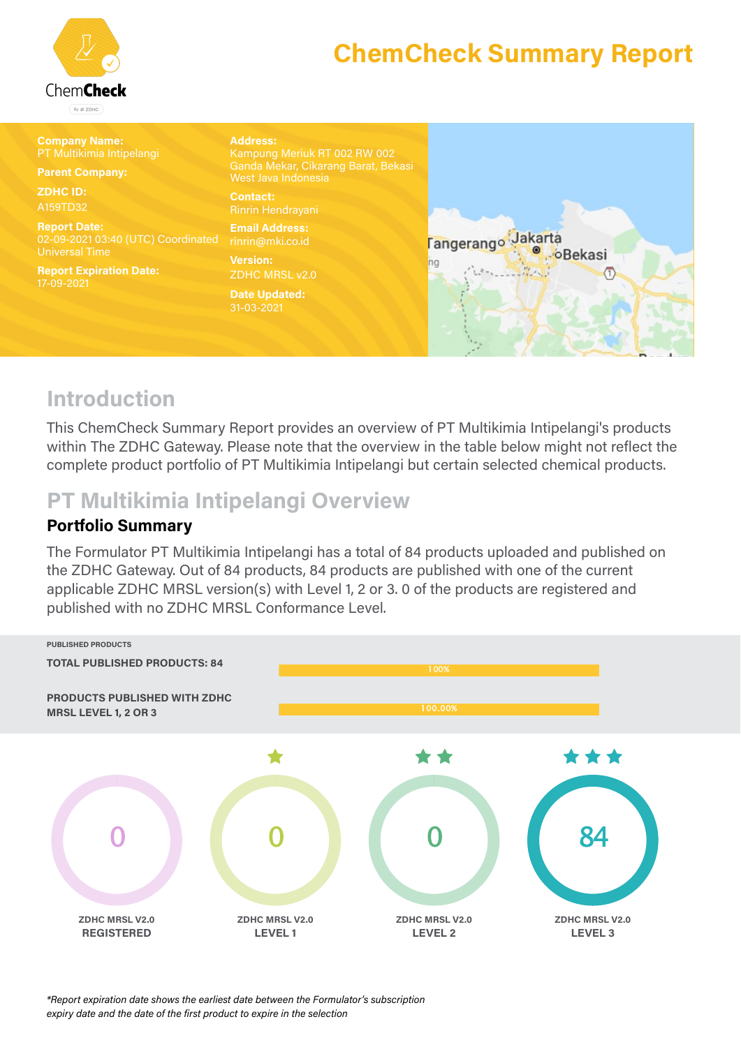# ChemCheck Summary Report

**Company Name:**
PT Multikimia Intipelangi

**Parent Company:**

**ZDHC ID:**
A159TD32

**Report Date:**
02-09-2021 03:40 (UTC) Coordinated Universal Time

**Report Expiration Date:**
17-09-2021

**Address:**
Kampung Meriuk RT 002 RW 002
Ganda Mekar, Cikarang Barat, Bekasi
West Java Indonesia

**Contact:**
Rinrin Hendrayani

**Email Address:**
rinrin@mki.co.id

**Version:**
ZDHC MRSL v2.0

**Date Updated:**
31-03-2021

## Introduction

This ChemCheck Summary Report provides an overview of PT Multikimia Intipelangi's products within The ZDHC Gateway. Please note that the overview in the table below might not reflect the complete product portfolio of PT Multikimia Intipelangi but certain selected chemical products.

## PT Multikimia Intipelangi Overview

### Portfolio Summary

The Formulator PT Multikimia Intipelangi has a total of 84 products uploaded and published on the ZDHC Gateway. Out of 84 products, 84 products are published with one of the current applicable ZDHC MRSL version(s) with Level 1, 2 or 3. 0 of the products are registered and published with no ZDHC MRSL Conformance Level.

PUBLISHED PRODUCTS

| | |
|---|---|
| TOTAL PUBLISHED PRODUCTS: 84 | 100% |
| PRODUCTS PUBLISHED WITH ZDHC MRSL LEVEL 1, 2 OR 3 | 100.00% |

| ZDHC MRSL V2.0 REGISTERED | ZDHC MRSL V2.0 LEVEL 1 | ZDHC MRSL V2.0 LEVEL 2 | ZDHC MRSL V2.0 LEVEL 3 |
|---|---|---|---|
| 0 | 0 | 0 | 84 |

*Report expiration date shows the earliest date between the Formulator's subscription expiry date and the date of the first product to expire in the selection*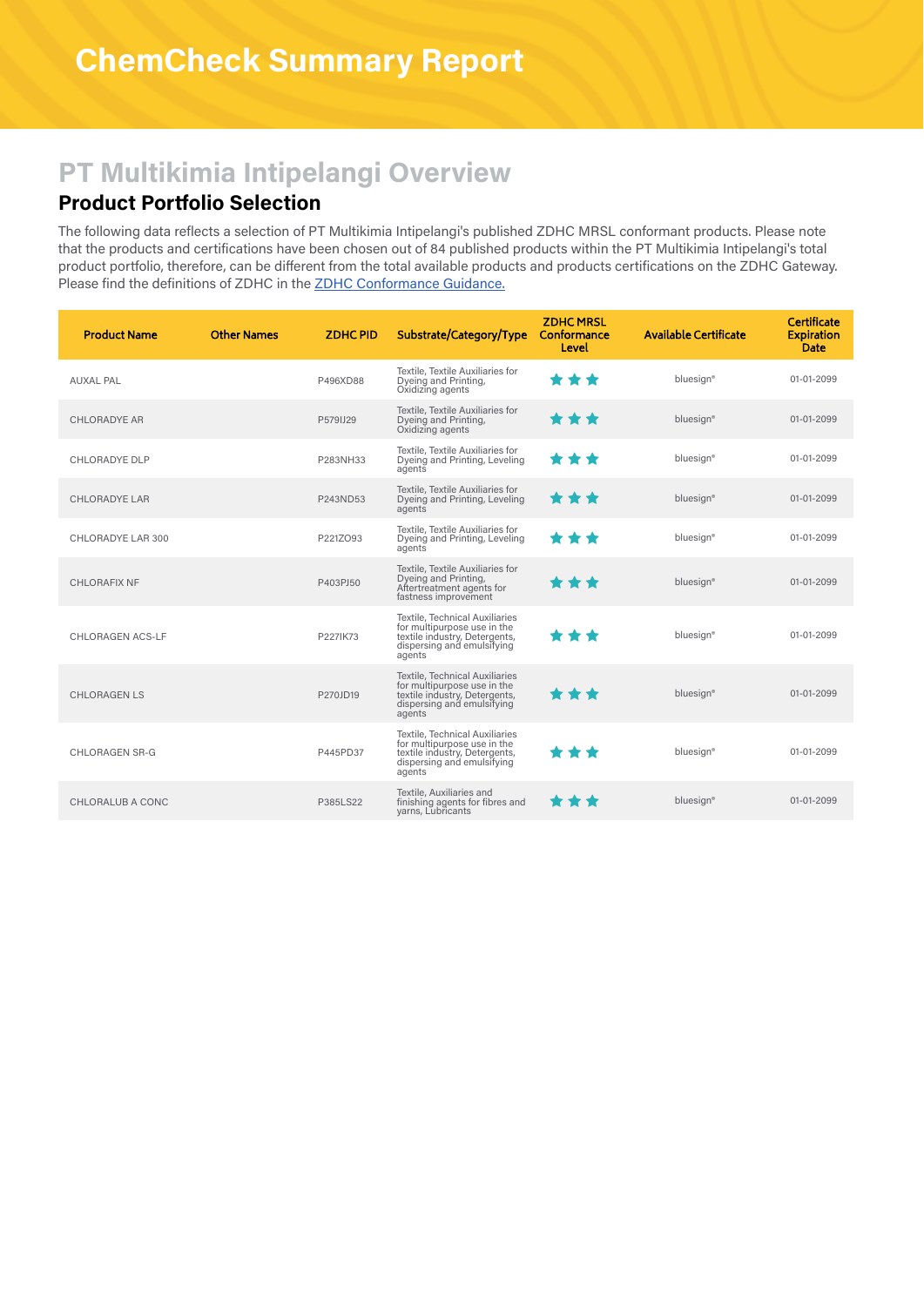# ChemCheck Summary Report

## PT Multikimia Intipelangi Overview

### Product Portfolio Selection

The following data reflects a selection of PT Multikimia Intipelangi's published ZDHC MRSL conformant products. Please note that the products and certifications have been chosen out of 84 published products within the PT Multikimia Intipelangi's total product portfolio, therefore, can be different from the total available products and products certifications on the ZDHC Gateway. Please find the definitions of ZDHC in the [ZDHC Conformance Guidance.]()

| Product Name | Other Names | ZDHC PID | Substrate/Category/Type | ZDHC MRSL Conformance Level | Available Certificate | Certificate Expiration Date |
|---|---|---|---|---|---|---|
| AUXAL PAL | | P496XD88 | Textile, Textile Auxiliaries for Dyeing and Printing, Oxidizing agents | ★★★ | bluesign® | 01-01-2099 |
| CHLORADYE AR | | P579IJ29 | Textile, Textile Auxiliaries for Dyeing and Printing, Oxidizing agents | ★★★ | bluesign® | 01-01-2099 |
| CHLORADYE DLP | | P283NH33 | Textile, Textile Auxiliaries for Dyeing and Printing, Leveling agents | ★★★ | bluesign® | 01-01-2099 |
| CHLORADYE LAR | | P243ND53 | Textile, Textile Auxiliaries for Dyeing and Printing, Leveling agents | ★★★ | bluesign® | 01-01-2099 |
| CHLORADYE LAR 300 | | P221ZO93 | Textile, Textile Auxiliaries for Dyeing and Printing, Leveling agents | ★★★ | bluesign® | 01-01-2099 |
| CHLORAFIX NF | | P403PJ50 | Textile, Textile Auxiliaries for Dyeing and Printing, Aftertreatment agents for fastness improvement | ★★★ | bluesign® | 01-01-2099 |
| CHLORAGEN ACS-LF | | P227IK73 | Textile, Technical Auxiliaries for multipurpose use in the textile industry, Detergents, dispersing and emulsifying agents | ★★★ | bluesign® | 01-01-2099 |
| CHLORAGEN LS | | P270JD19 | Textile, Technical Auxiliaries for multipurpose use in the textile industry, Detergents, dispersing and emulsifying agents | ★★★ | bluesign® | 01-01-2099 |
| CHLORAGEN SR-G | | P445PD37 | Textile, Technical Auxiliaries for multipurpose use in the textile industry, Detergents, dispersing and emulsifying agents | ★★★ | bluesign® | 01-01-2099 |
| CHLORALUB A CONC | | P385LS22 | Textile, Auxiliaries and finishing agents for fibres and yarns, Lubricants | ★★★ | bluesign® | 01-01-2099 |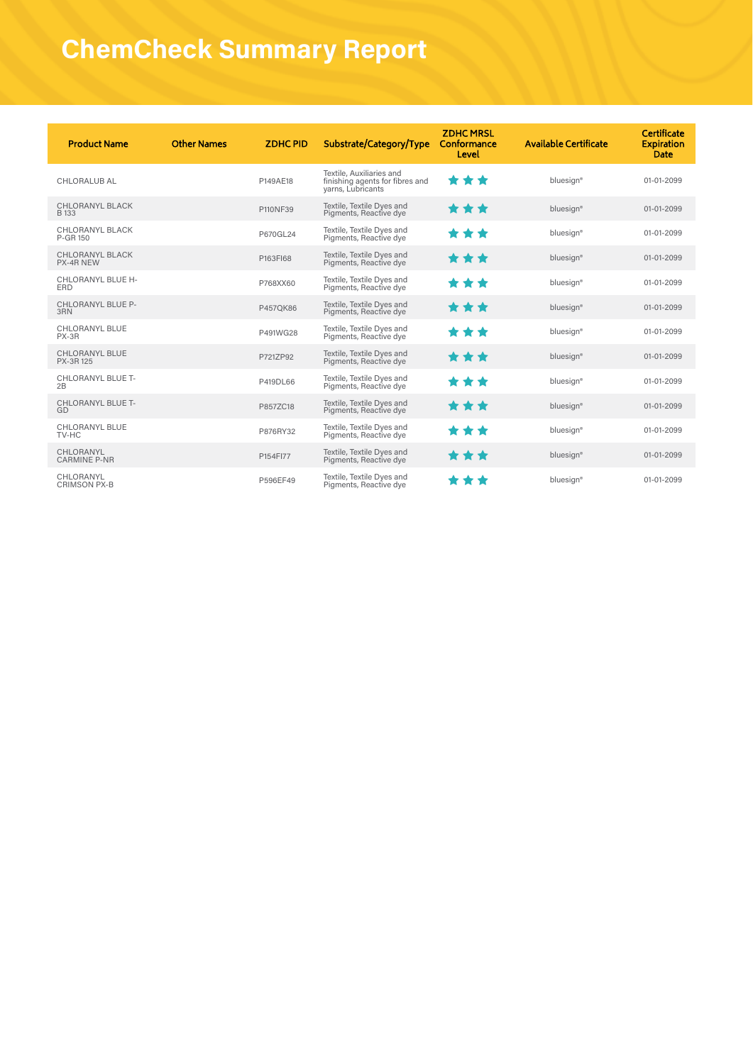# ChemCheck Summary Report

| Product Name | Other Names | ZDHC PID | Substrate/Category/Type | ZDHC MRSL Conformance Level | Available Certificate | Certificate Expiration Date |
|---|---|---|---|---|---|---|
| CHLORALUB AL | | P149AE18 | Textile, Auxiliaries and finishing agents for fibres and yarns, Lubricants | ★★★ | bluesign® | 01-01-2099 |
| CHLORANYL BLACK B 133 | | P110NF39 | Textile, Textile Dyes and Pigments, Reactive dye | ★★★ | bluesign® | 01-01-2099 |
| CHLORANYL BLACK P-GR 150 | | P670GL24 | Textile, Textile Dyes and Pigments, Reactive dye | ★★★ | bluesign® | 01-01-2099 |
| CHLORANYL BLACK PX-4R NEW | | P163FI68 | Textile, Textile Dyes and Pigments, Reactive dye | ★★★ | bluesign® | 01-01-2099 |
| CHLORANYL BLUE H-ERD | | P768XX60 | Textile, Textile Dyes and Pigments, Reactive dye | ★★★ | bluesign® | 01-01-2099 |
| CHLORANYL BLUE P-3RN | | P457QK86 | Textile, Textile Dyes and Pigments, Reactive dye | ★★★ | bluesign® | 01-01-2099 |
| CHLORANYL BLUE PX-3R | | P491WG28 | Textile, Textile Dyes and Pigments, Reactive dye | ★★★ | bluesign® | 01-01-2099 |
| CHLORANYL BLUE PX-3R 125 | | P721ZP92 | Textile, Textile Dyes and Pigments, Reactive dye | ★★★ | bluesign® | 01-01-2099 |
| CHLORANYL BLUE T-2B | | P419DL66 | Textile, Textile Dyes and Pigments, Reactive dye | ★★★ | bluesign® | 01-01-2099 |
| CHLORANYL BLUE T-GD | | P857ZC18 | Textile, Textile Dyes and Pigments, Reactive dye | ★★★ | bluesign® | 01-01-2099 |
| CHLORANYL BLUE TV-HC | | P876RY32 | Textile, Textile Dyes and Pigments, Reactive dye | ★★★ | bluesign® | 01-01-2099 |
| CHLORANYL CARMINE P-NR | | P154FI77 | Textile, Textile Dyes and Pigments, Reactive dye | ★★★ | bluesign® | 01-01-2099 |
| CHLORANYL CRIMSON PX-B | | P596EF49 | Textile, Textile Dyes and Pigments, Reactive dye | ★★★ | bluesign® | 01-01-2099 |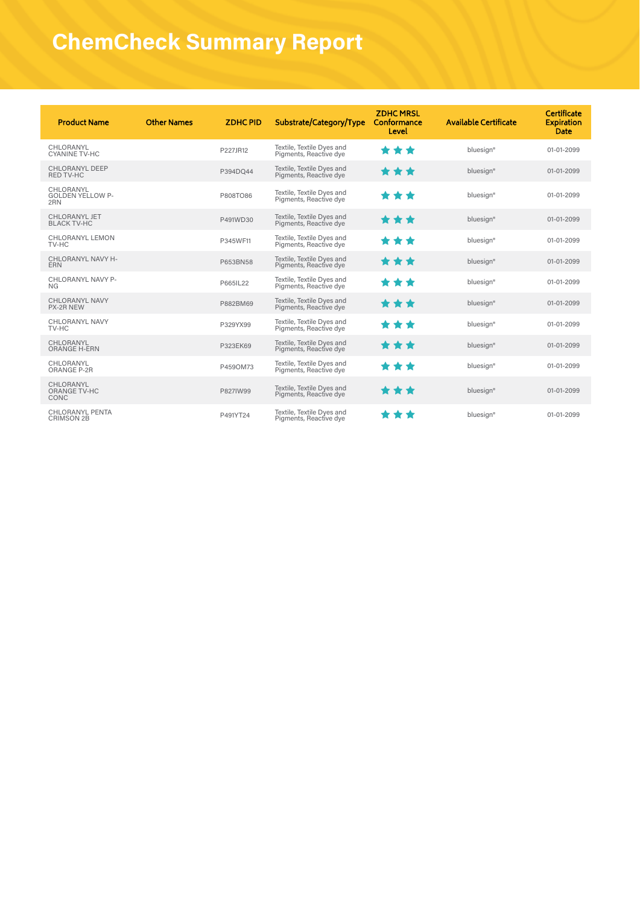# ChemCheck Summary Report

| Product Name | Other Names | ZDHC PID | Substrate/Category/Type | ZDHC MRSL Conformance Level | Available Certificate | Certificate Expiration Date |
|---|---|---|---|---|---|---|
| CHLORANYL CYANINE TV-HC | | P227JR12 | Textile, Textile Dyes and Pigments, Reactive dye | ★★★ | bluesign® | 01-01-2099 |
| CHLORANYL DEEP RED TV-HC | | P394DQ44 | Textile, Textile Dyes and Pigments, Reactive dye | ★★★ | bluesign® | 01-01-2099 |
| CHLORANYL GOLDEN YELLOW P-2RN | | P808TO86 | Textile, Textile Dyes and Pigments, Reactive dye | ★★★ | bluesign® | 01-01-2099 |
| CHLORANYL JET BLACK TV-HC | | P491WD30 | Textile, Textile Dyes and Pigments, Reactive dye | ★★★ | bluesign® | 01-01-2099 |
| CHLORANYL LEMON TV-HC | | P345WF11 | Textile, Textile Dyes and Pigments, Reactive dye | ★★★ | bluesign® | 01-01-2099 |
| CHLORANYL NAVY H-ERN | | P653BN58 | Textile, Textile Dyes and Pigments, Reactive dye | ★★★ | bluesign® | 01-01-2099 |
| CHLORANYL NAVY P-NG | | P665IL22 | Textile, Textile Dyes and Pigments, Reactive dye | ★★★ | bluesign® | 01-01-2099 |
| CHLORANYL NAVY PX-2R NEW | | P882BM69 | Textile, Textile Dyes and Pigments, Reactive dye | ★★★ | bluesign® | 01-01-2099 |
| CHLORANYL NAVY TV-HC | | P329YX99 | Textile, Textile Dyes and Pigments, Reactive dye | ★★★ | bluesign® | 01-01-2099 |
| CHLORANYL ORANGE H-ERN | | P323EK69 | Textile, Textile Dyes and Pigments, Reactive dye | ★★★ | bluesign® | 01-01-2099 |
| CHLORANYL ORANGE P-2R | | P459OM73 | Textile, Textile Dyes and Pigments, Reactive dye | ★★★ | bluesign® | 01-01-2099 |
| CHLORANYL ORANGE TV-HC CONC | | P827IW99 | Textile, Textile Dyes and Pigments, Reactive dye | ★★★ | bluesign® | 01-01-2099 |
| CHLORANYL PENTA CRIMSON 2B | | P491YT24 | Textile, Textile Dyes and Pigments, Reactive dye | ★★★ | bluesign® | 01-01-2099 |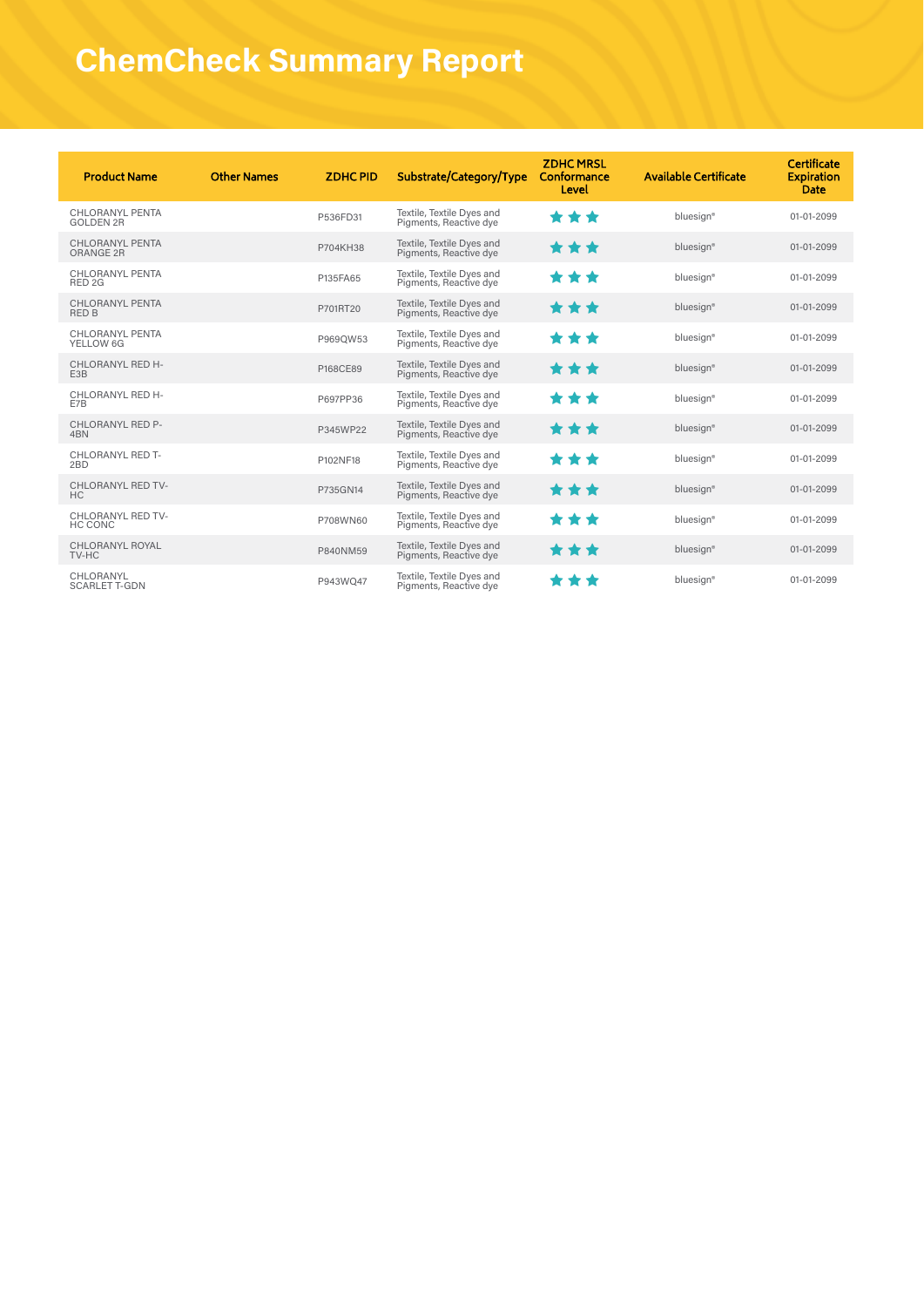# ChemCheck Summary Report

| Product Name | Other Names | ZDHC PID | Substrate/Category/Type | ZDHC MRSL Conformance Level | Available Certificate | Certificate Expiration Date |
|---|---|---|---|---|---|---|
| CHLORANYL PENTA GOLDEN 2R | | P536FD31 | Textile, Textile Dyes and Pigments, Reactive dye | ★★★ | bluesign® | 01-01-2099 |
| CHLORANYL PENTA ORANGE 2R | | P704KH38 | Textile, Textile Dyes and Pigments, Reactive dye | ★★★ | bluesign® | 01-01-2099 |
| CHLORANYL PENTA RED 2G | | P135FA65 | Textile, Textile Dyes and Pigments, Reactive dye | ★★★ | bluesign® | 01-01-2099 |
| CHLORANYL PENTA RED B | | P701RT20 | Textile, Textile Dyes and Pigments, Reactive dye | ★★★ | bluesign® | 01-01-2099 |
| CHLORANYL PENTA YELLOW 6G | | P969QW53 | Textile, Textile Dyes and Pigments, Reactive dye | ★★★ | bluesign® | 01-01-2099 |
| CHLORANYL RED H-E3B | | P168CE89 | Textile, Textile Dyes and Pigments, Reactive dye | ★★★ | bluesign® | 01-01-2099 |
| CHLORANYL RED H-E7B | | P697PP36 | Textile, Textile Dyes and Pigments, Reactive dye | ★★★ | bluesign® | 01-01-2099 |
| CHLORANYL RED P-4BN | | P345WP22 | Textile, Textile Dyes and Pigments, Reactive dye | ★★★ | bluesign® | 01-01-2099 |
| CHLORANYL RED T-2BD | | P102NF18 | Textile, Textile Dyes and Pigments, Reactive dye | ★★★ | bluesign® | 01-01-2099 |
| CHLORANYL RED TV-HC | | P735GN14 | Textile, Textile Dyes and Pigments, Reactive dye | ★★★ | bluesign® | 01-01-2099 |
| CHLORANYL RED TV-HC CONC | | P708WN60 | Textile, Textile Dyes and Pigments, Reactive dye | ★★★ | bluesign® | 01-01-2099 |
| CHLORANYL ROYAL TV-HC | | P840NM59 | Textile, Textile Dyes and Pigments, Reactive dye | ★★★ | bluesign® | 01-01-2099 |
| CHLORANYL SCARLET T-GDN | | P943WQ47 | Textile, Textile Dyes and Pigments, Reactive dye | ★★★ | bluesign® | 01-01-2099 |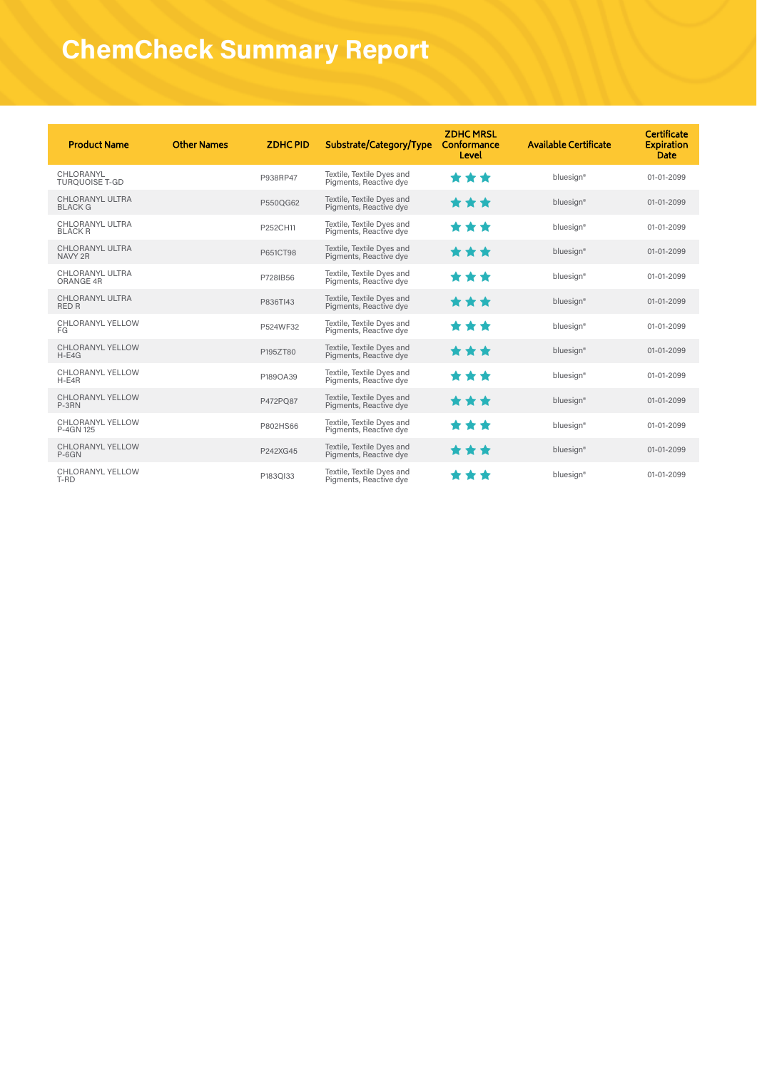# ChemCheck Summary Report

| Product Name | Other Names | ZDHC PID | Substrate/Category/Type | ZDHC MRSL Conformance Level | Available Certificate | Certificate Expiration Date |
|---|---|---|---|---|---|---|
| CHLORANYL TURQUOISE T-GD | | P938RP47 | Textile, Textile Dyes and Pigments, Reactive dye | ★★★ | bluesign® | 01-01-2099 |
| CHLORANYL ULTRA BLACK G | | P550QG62 | Textile, Textile Dyes and Pigments, Reactive dye | ★★★ | bluesign® | 01-01-2099 |
| CHLORANYL ULTRA BLACK R | | P252CH11 | Textile, Textile Dyes and Pigments, Reactive dye | ★★★ | bluesign® | 01-01-2099 |
| CHLORANYL ULTRA NAVY 2R | | P651CT98 | Textile, Textile Dyes and Pigments, Reactive dye | ★★★ | bluesign® | 01-01-2099 |
| CHLORANYL ULTRA ORANGE 4R | | P728IB56 | Textile, Textile Dyes and Pigments, Reactive dye | ★★★ | bluesign® | 01-01-2099 |
| CHLORANYL ULTRA RED R | | P836TI43 | Textile, Textile Dyes and Pigments, Reactive dye | ★★★ | bluesign® | 01-01-2099 |
| CHLORANYL YELLOW FG | | P524WF32 | Textile, Textile Dyes and Pigments, Reactive dye | ★★★ | bluesign® | 01-01-2099 |
| CHLORANYL YELLOW H-E4G | | P195ZT80 | Textile, Textile Dyes and Pigments, Reactive dye | ★★★ | bluesign® | 01-01-2099 |
| CHLORANYL YELLOW H-E4R | | P189OA39 | Textile, Textile Dyes and Pigments, Reactive dye | ★★★ | bluesign® | 01-01-2099 |
| CHLORANYL YELLOW P-3RN | | P472PQ87 | Textile, Textile Dyes and Pigments, Reactive dye | ★★★ | bluesign® | 01-01-2099 |
| CHLORANYL YELLOW P-4GN 125 | | P802HS66 | Textile, Textile Dyes and Pigments, Reactive dye | ★★★ | bluesign® | 01-01-2099 |
| CHLORANYL YELLOW P-6GN | | P242XG45 | Textile, Textile Dyes and Pigments, Reactive dye | ★★★ | bluesign® | 01-01-2099 |
| CHLORANYL YELLOW T-RD | | P183QI33 | Textile, Textile Dyes and Pigments, Reactive dye | ★★★ | bluesign® | 01-01-2099 |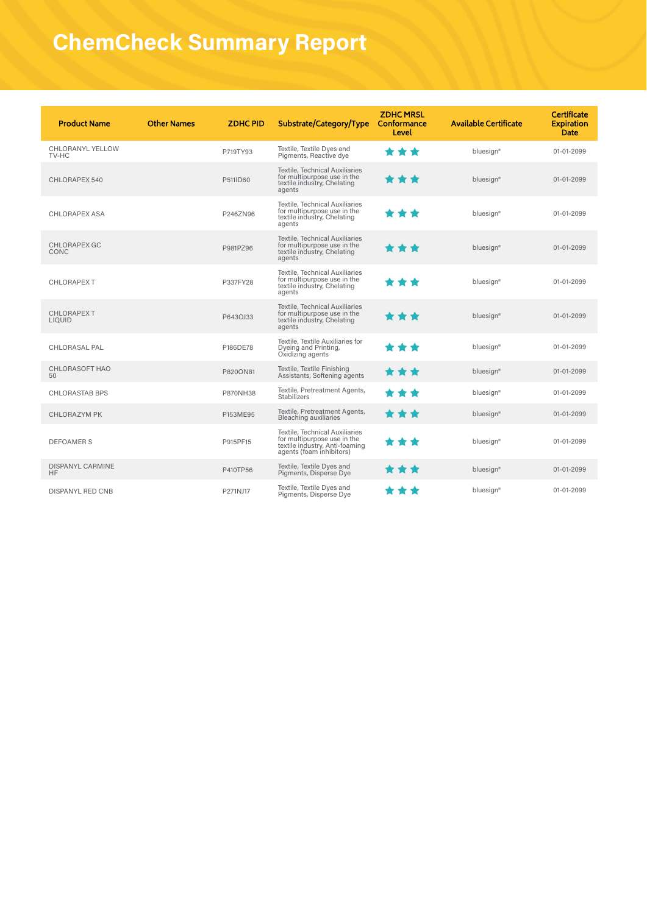# ChemCheck Summary Report

| Product Name | Other Names | ZDHC PID | Substrate/Category/Type | ZDHC MRSL Conformance Level | Available Certificate | Certificate Expiration Date |
|---|---|---|---|---|---|---|
| CHLORANYL YELLOW TV-HC | | P719TY93 | Textile, Textile Dyes and Pigments, Reactive dye | ★★★ | bluesign® | 01-01-2099 |
| CHLORAPEX 540 | | P511ID60 | Textile, Technical Auxiliaries for multipurpose use in the textile industry, Chelating agents | ★★★ | bluesign® | 01-01-2099 |
| CHLORAPEX ASA | | P246ZN96 | Textile, Technical Auxiliaries for multipurpose use in the textile industry, Chelating agents | ★★★ | bluesign® | 01-01-2099 |
| CHLORAPEX GC CONC | | P981PZ96 | Textile, Technical Auxiliaries for multipurpose use in the textile industry, Chelating agents | ★★★ | bluesign® | 01-01-2099 |
| CHLORAPEX T | | P337FY28 | Textile, Technical Auxiliaries for multipurpose use in the textile industry, Chelating agents | ★★★ | bluesign® | 01-01-2099 |
| CHLORAPEX T LIQUID | | P643OJ33 | Textile, Technical Auxiliaries for multipurpose use in the textile industry, Chelating agents | ★★★ | bluesign® | 01-01-2099 |
| CHLORASAL PAL | | P186DE78 | Textile, Textile Auxiliaries for Dyeing and Printing, Oxidizing agents | ★★★ | bluesign® | 01-01-2099 |
| CHLORASOFT HAO 50 | | P820ON81 | Textile, Textile Finishing Assistants, Softening agents | ★★★ | bluesign® | 01-01-2099 |
| CHLORASTAB BPS | | P870NH38 | Textile, Pretreatment Agents, Stabilizers | ★★★ | bluesign® | 01-01-2099 |
| CHLORAZYM PK | | P153ME95 | Textile, Pretreatment Agents, Bleaching auxiliaries | ★★★ | bluesign® | 01-01-2099 |
| DEFOAMER S | | P915PF15 | Textile, Technical Auxiliaries for multipurpose use in the textile industry, Anti-foaming agents (foam inhibitors) | ★★★ | bluesign® | 01-01-2099 |
| DISPANYL CARMINE HF | | P410TP56 | Textile, Textile Dyes and Pigments, Disperse Dye | ★★★ | bluesign® | 01-01-2099 |
| DISPANYL RED CNB | | P271NJ17 | Textile, Textile Dyes and Pigments, Disperse Dye | ★★★ | bluesign® | 01-01-2099 |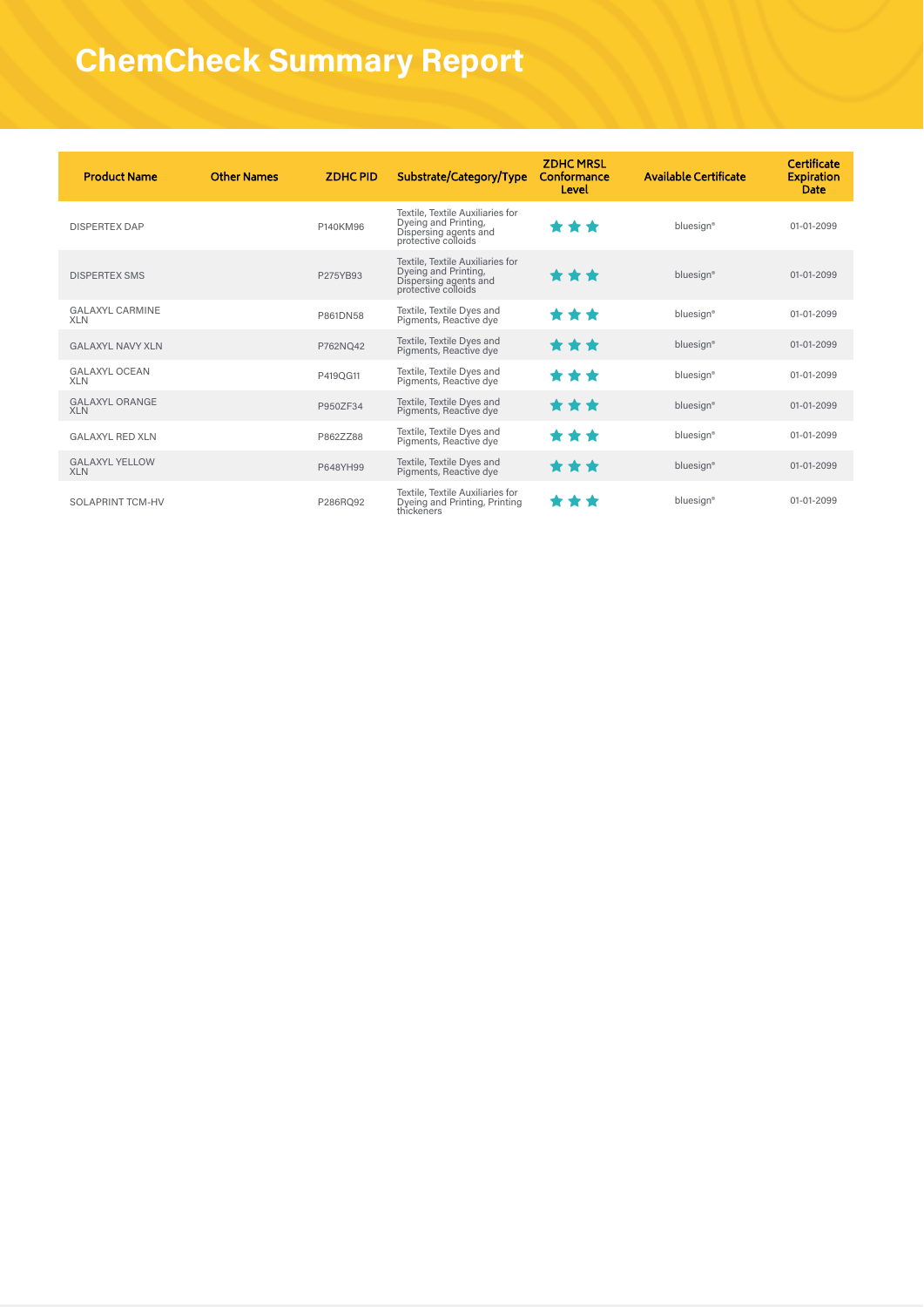# ChemCheck Summary Report

| Product Name | Other Names | ZDHC PID | Substrate/Category/Type | ZDHC MRSL Conformance Level | Available Certificate | Certificate Expiration Date |
|---|---|---|---|---|---|---|
| DISPERTEX DAP | | P140KM96 | Textile, Textile Auxiliaries for Dyeing and Printing, Dispersing agents and protective colloids | ★★★ | bluesign® | 01-01-2099 |
| DISPERTEX SMS | | P275YB93 | Textile, Textile Auxiliaries for Dyeing and Printing, Dispersing agents and protective colloids | ★★★ | bluesign® | 01-01-2099 |
| GALAXYL CARMINE XLN | | P861DN58 | Textile, Textile Dyes and Pigments, Reactive dye | ★★★ | bluesign® | 01-01-2099 |
| GALAXYL NAVY XLN | | P762NQ42 | Textile, Textile Dyes and Pigments, Reactive dye | ★★★ | bluesign® | 01-01-2099 |
| GALAXYL OCEAN XLN | | P419QG11 | Textile, Textile Dyes and Pigments, Reactive dye | ★★★ | bluesign® | 01-01-2099 |
| GALAXYL ORANGE XLN | | P950ZF34 | Textile, Textile Dyes and Pigments, Reactive dye | ★★★ | bluesign® | 01-01-2099 |
| GALAXYL RED XLN | | P862ZZ88 | Textile, Textile Dyes and Pigments, Reactive dye | ★★★ | bluesign® | 01-01-2099 |
| GALAXYL YELLOW XLN | | P648YH99 | Textile, Textile Dyes and Pigments, Reactive dye | ★★★ | bluesign® | 01-01-2099 |
| SOLAPRINT TCM-HV | | P286RQ92 | Textile, Textile Auxiliaries for Dyeing and Printing, Printing thickeners | ★★★ | bluesign® | 01-01-2099 |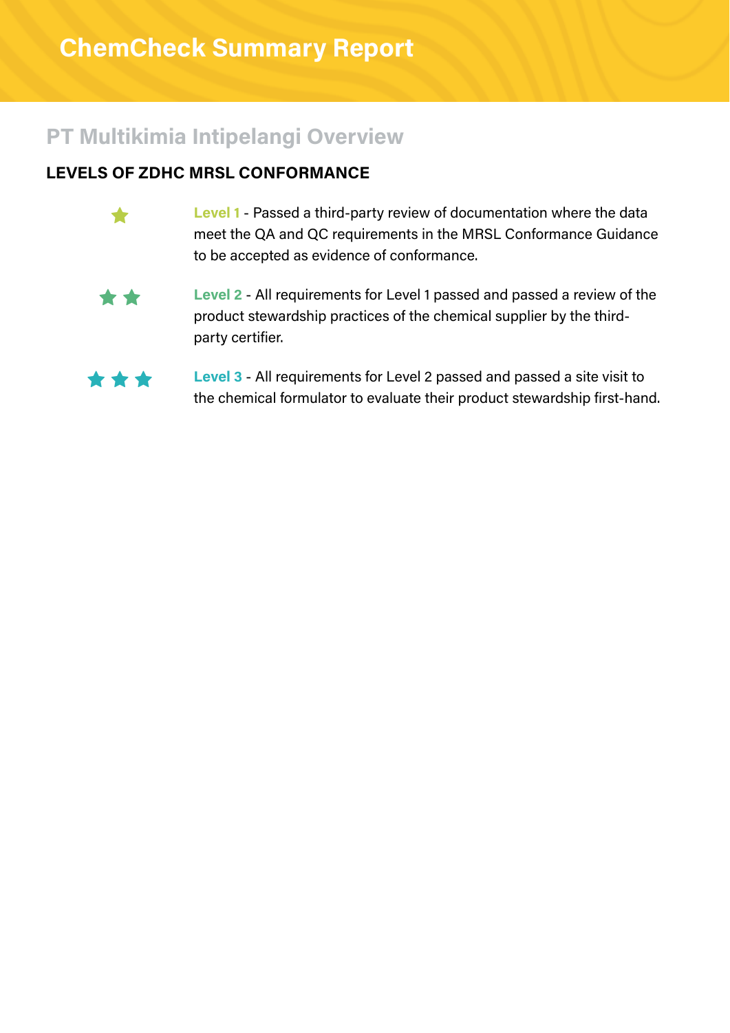# ChemCheck Summary Report

## PT Multikimia Intipelangi Overview

### LEVELS OF ZDHC MRSL CONFORMANCE

★ **Level 1** - Passed a third-party review of documentation where the data meet the QA and QC requirements in the MRSL Conformance Guidance to be accepted as evidence of conformance.

★★ **Level 2** - All requirements for Level 1 passed and passed a review of the product stewardship practices of the chemical supplier by the third-party certifier.

★★★ **Level 3** - All requirements for Level 2 passed and passed a site visit to the chemical formulator to evaluate their product stewardship first-hand.